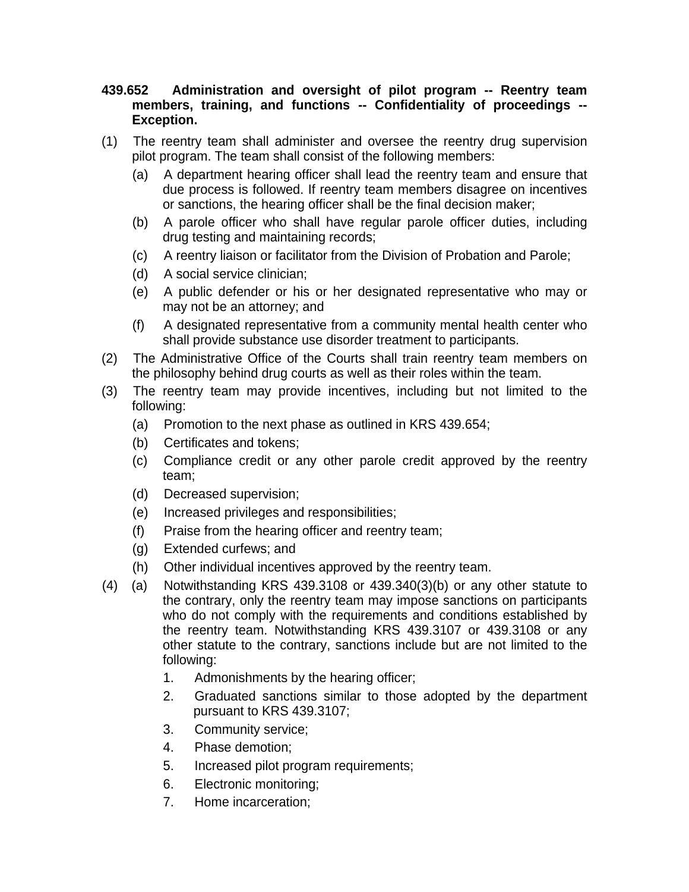**439.652 Administration and oversight of pilot program -- Reentry team members, training, and functions -- Confidentiality of proceedings -- Exception.**

(1) The reentry team shall administer and oversee the reentry drug supervision pilot program. The team shall consist of the following members:

   (a) A department hearing officer shall lead the reentry team and ensure that due process is followed. If reentry team members disagree on incentives or sanctions, the hearing officer shall be the final decision maker;

   (b) A parole officer who shall have regular parole officer duties, including drug testing and maintaining records;

   (c) A reentry liaison or facilitator from the Division of Probation and Parole;

   (d) A social service clinician;

   (e) A public defender or his or her designated representative who may or may not be an attorney; and

   (f) A designated representative from a community mental health center who shall provide substance use disorder treatment to participants.

(2) The Administrative Office of the Courts shall train reentry team members on the philosophy behind drug courts as well as their roles within the team.

(3) The reentry team may provide incentives, including but not limited to the following:

   (a) Promotion to the next phase as outlined in KRS 439.654;

   (b) Certificates and tokens;

   (c) Compliance credit or any other parole credit approved by the reentry team;

   (d) Decreased supervision;

   (e) Increased privileges and responsibilities;

   (f) Praise from the hearing officer and reentry team;

   (g) Extended curfews; and

   (h) Other individual incentives approved by the reentry team.

(4) (a) Notwithstanding KRS 439.3108 or 439.340(3)(b) or any other statute to the contrary, only the reentry team may impose sanctions on participants who do not comply with the requirements and conditions established by the reentry team. Notwithstanding KRS 439.3107 or 439.3108 or any other statute to the contrary, sanctions include but are not limited to the following:

      1. Admonishments by the hearing officer;

      2. Graduated sanctions similar to those adopted by the department pursuant to KRS 439.3107;

      3. Community service;

      4. Phase demotion;

      5. Increased pilot program requirements;

      6. Electronic monitoring;

      7. Home incarceration;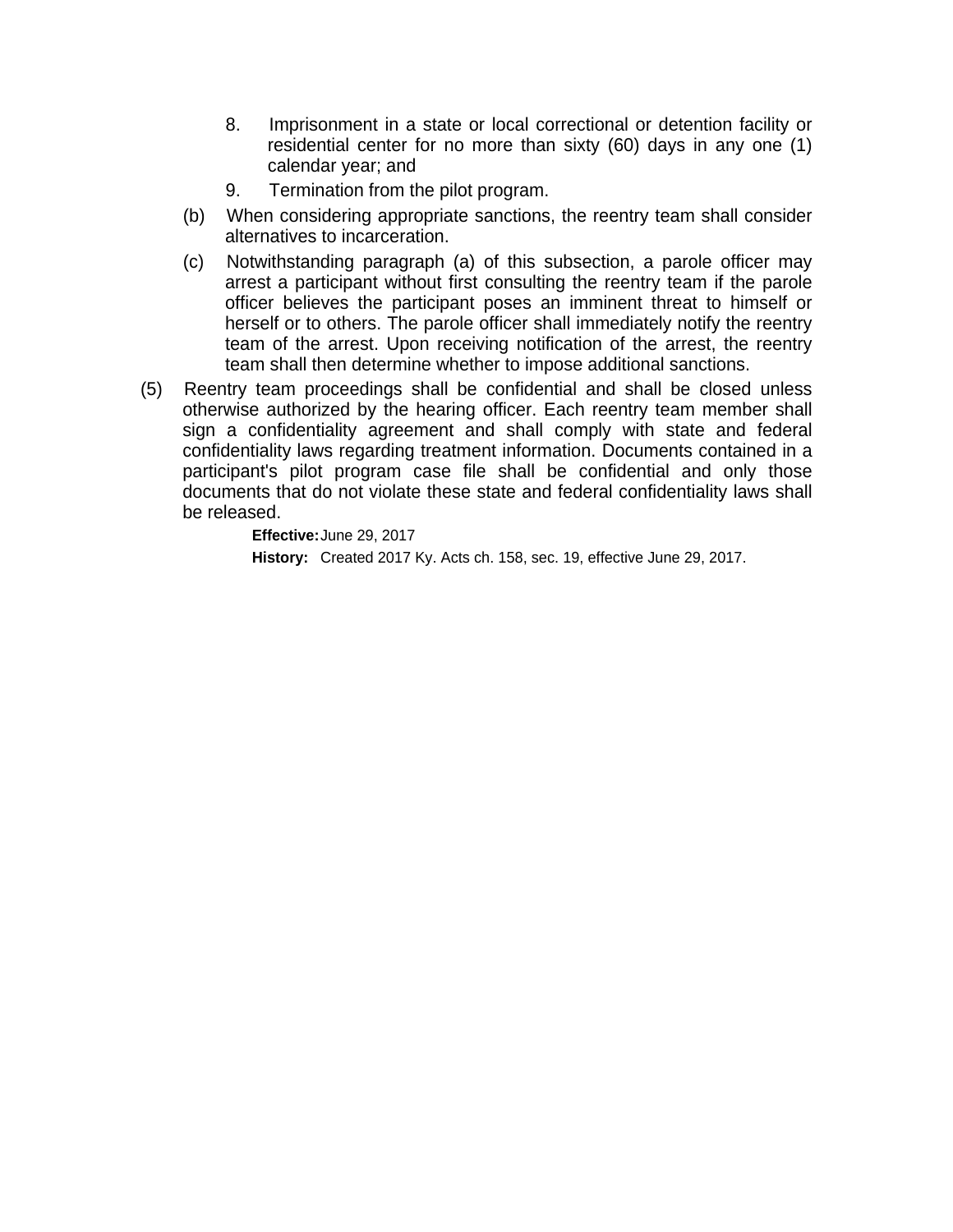8. Imprisonment in a state or local correctional or detention facility or residential center for no more than sixty (60) days in any one (1) calendar year; and
9. Termination from the pilot program.

(b) When considering appropriate sanctions, the reentry team shall consider alternatives to incarceration.

(c) Notwithstanding paragraph (a) of this subsection, a parole officer may arrest a participant without first consulting the reentry team if the parole officer believes the participant poses an imminent threat to himself or herself or to others. The parole officer shall immediately notify the reentry team of the arrest. Upon receiving notification of the arrest, the reentry team shall then determine whether to impose additional sanctions.

(5) Reentry team proceedings shall be confidential and shall be closed unless otherwise authorized by the hearing officer. Each reentry team member shall sign a confidentiality agreement and shall comply with state and federal confidentiality laws regarding treatment information. Documents contained in a participant's pilot program case file shall be confidential and only those documents that do not violate these state and federal confidentiality laws shall be released.

**Effective:** June 29, 2017

**History:** Created 2017 Ky. Acts ch. 158, sec. 19, effective June 29, 2017.